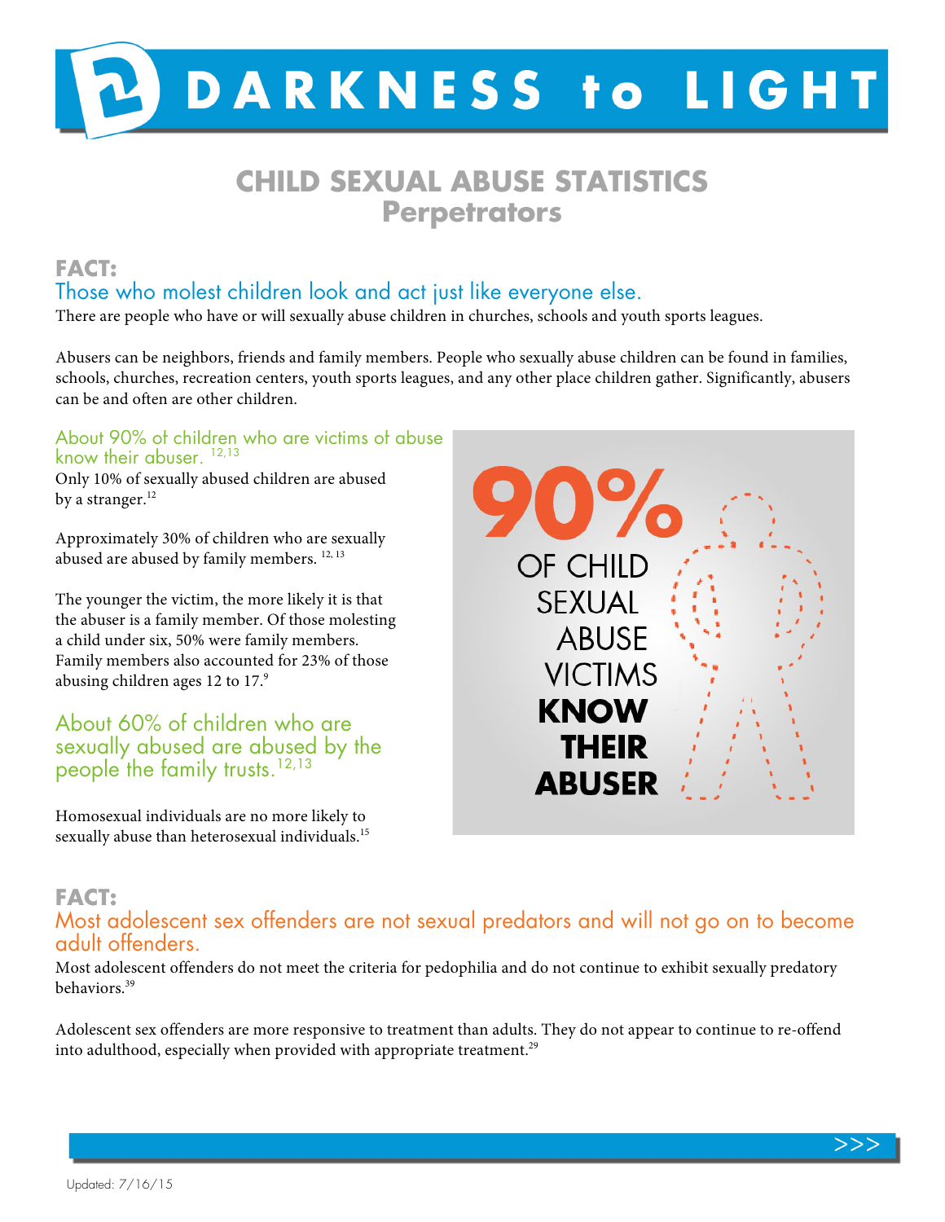# DARKNESS to LIGHT

## CHILD SEXUAL ABUSE STATISTICS
## Perpetrators

### FACT:
### Those who molest children look and act just like everyone else.

There are people who have or will sexually abuse children in churches, schools and youth sports leagues.

Abusers can be neighbors, friends and family members. People who sexually abuse children can be found in families, schools, churches, recreation centers, youth sports leagues, and any other place children gather. Significantly, abusers can be and often are other children.

#### About 90% of children who are victims of abuse know their abuser.[12,13]

Only 10% of sexually abused children are abused by a stranger.[12]

Approximately 30% of children who are sexually abused are abused by family members.[12, 13]

The younger the victim, the more likely it is that the abuser is a family member. Of those molesting a child under six, 50% were family members. Family members also accounted for 23% of those abusing children ages 12 to 17.[9]

#### About 60% of children who are sexually abused are abused by the people the family trusts.[12,13]

Homosexual individuals are no more likely to sexually abuse than heterosexual individuals.[15]

**90%** OF CHILD SEXUAL ABUSE VICTIMS **KNOW THEIR ABUSER**

### FACT:
### Most adolescent sex offenders are not sexual predators and will not go on to become adult offenders.

Most adolescent offenders do not meet the criteria for pedophilia and do not continue to exhibit sexually predatory behaviors.[39]

Adolescent sex offenders are more responsive to treatment than adults. They do not appear to continue to re-offend into adulthood, especially when provided with appropriate treatment.[29]

Updated: 7/16/15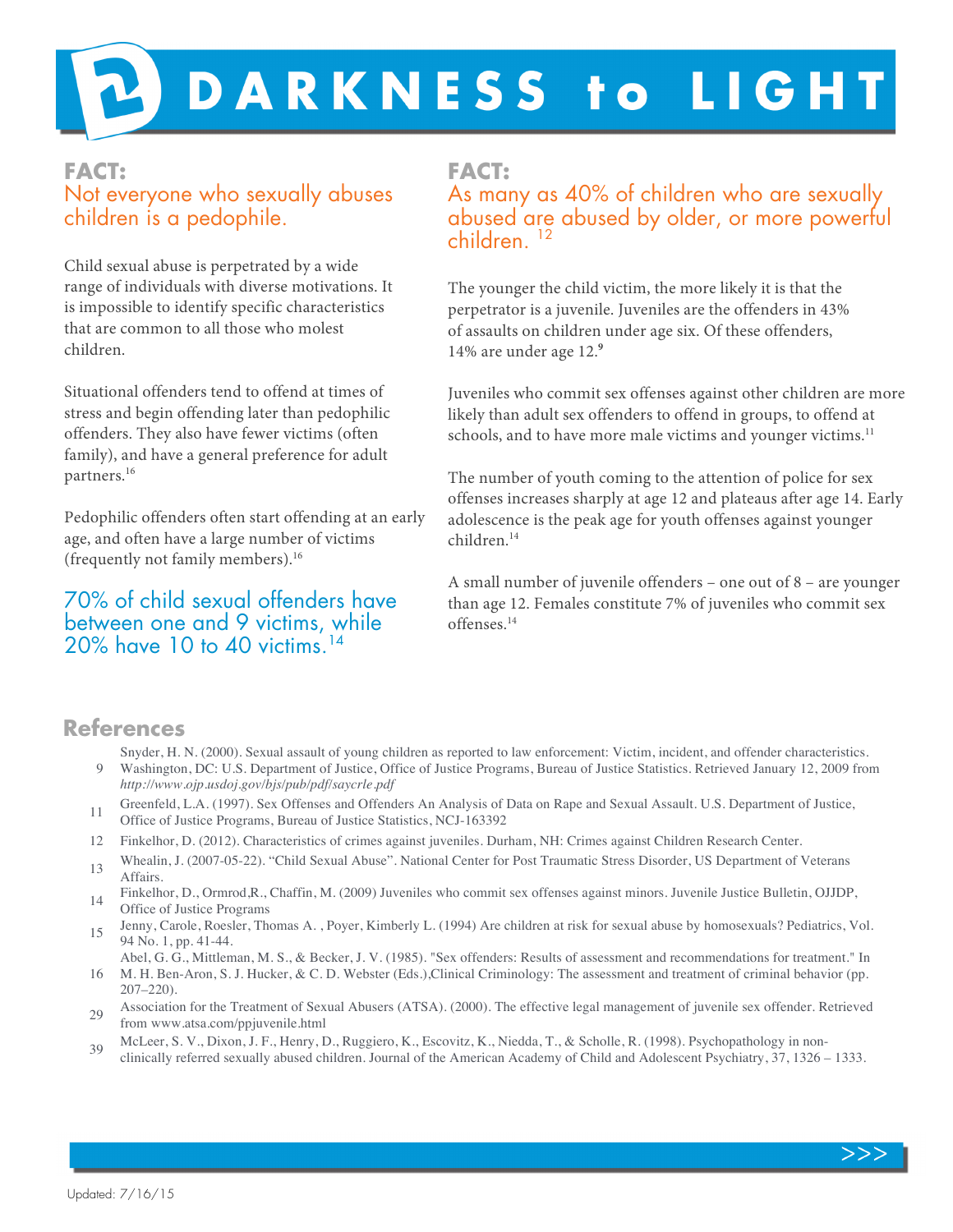# DARKNESS to LIGHT

## FACT:
### Not everyone who sexually abuses children is a pedophile.

Child sexual abuse is perpetrated by a wide range of individuals with diverse motivations. It is impossible to identify specific characteristics that are common to all those who molest children.

Situational offenders tend to offend at times of stress and begin offending later than pedophilic offenders. They also have fewer victims (often family), and have a general preference for adult partners.[16]

Pedophilic offenders often start offending at an early age, and often have a large number of victims (frequently not family members).[16]

**70% of child sexual offenders have between one and 9 victims, while 20% have 10 to 40 victims.[14]**

## FACT:
### As many as 40% of children who are sexually abused are abused by older, or more powerful children. [12]

The younger the child victim, the more likely it is that the perpetrator is a juvenile. Juveniles are the offenders in 43% of assaults on children under age six. Of these offenders, 14% are under age 12.[9]

Juveniles who commit sex offenses against other children are more likely than adult sex offenders to offend in groups, to offend at schools, and to have more male victims and younger victims.[11]

The number of youth coming to the attention of police for sex offenses increases sharply at age 12 and plateaus after age 14. Early adolescence is the peak age for youth offenses against younger children.[14]

A small number of juvenile offenders – one out of 8 – are younger than age 12. Females constitute 7% of juveniles who commit sex offenses.[14]

## References

9. Snyder, H. N. (2000). Sexual assault of young children as reported to law enforcement: Victim, incident, and offender characteristics. Washington, DC: U.S. Department of Justice, Office of Justice Programs, Bureau of Justice Statistics. Retrieved January 12, 2009 from *http://www.ojp.usdoj.gov/bjs/pub/pdf/saycrle.pdf*
11. Greenfeld, L.A. (1997). Sex Offenses and Offenders An Analysis of Data on Rape and Sexual Assault. U.S. Department of Justice, Office of Justice Programs, Bureau of Justice Statistics, NCJ-163392
12. Finkelhor, D. (2012). Characteristics of crimes against juveniles. Durham, NH: Crimes against Children Research Center.
13. Whealin, J. (2007-05-22). "Child Sexual Abuse". National Center for Post Traumatic Stress Disorder, US Department of Veterans Affairs.
14. Finkelhor, D., Ormrod,R., Chaffin, M. (2009) Juveniles who commit sex offenses against minors. Juvenile Justice Bulletin, OJJDP, Office of Justice Programs
15. Jenny, Carole, Roesler, Thomas A. , Poyer, Kimberly L. (1994) Are children at risk for sexual abuse by homosexuals? Pediatrics, Vol. 94 No. 1, pp. 41-44.
16. Abel, G. G., Mittleman, M. S., & Becker, J. V. (1985). "Sex offenders: Results of assessment and recommendations for treatment." In M. H. Ben-Aron, S. J. Hucker, & C. D. Webster (Eds.),Clinical Criminology: The assessment and treatment of criminal behavior (pp. 207–220).
29. Association for the Treatment of Sexual Abusers (ATSA). (2000). The effective legal management of juvenile sex offender. Retrieved from www.atsa.com/ppjuvenile.html
39. McLeer, S. V., Dixon, J. F., Henry, D., Ruggiero, K., Escovitz, K., Niedda, T., & Scholle, R. (1998). Psychopathology in non-clinically referred sexually abused children. Journal of the American Academy of Child and Adolescent Psychiatry, 37, 1326 – 1333.

Updated: 7/16/15